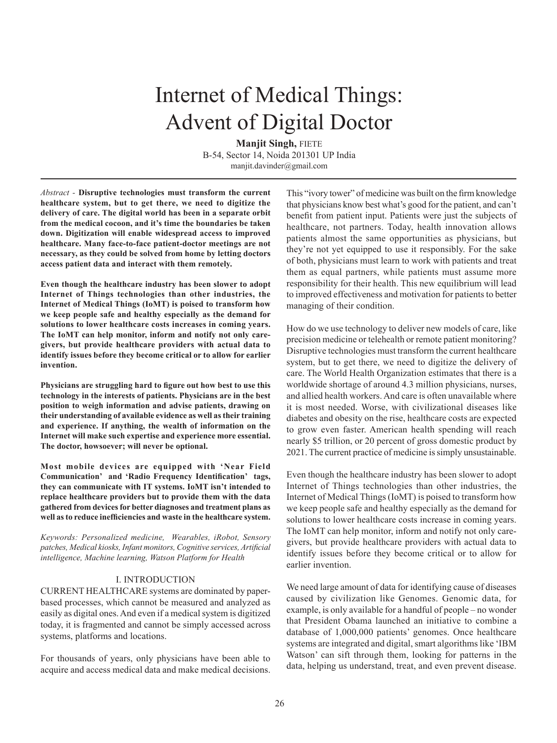# Internet of Medical Things: Advent of Digital Doctor

**Manjit Singh,** FIETE
B-54, Sector 14, Noida 201301 UP India
manjit.davinder@gmail.com

*Abstract* - **Disruptive technologies must transform the current healthcare system, but to get there, we need to digitize the delivery of care. The digital world has been in a separate orbit from the medical cocoon, and it's time the boundaries be taken down. Digitization will enable widespread access to improved healthcare. Many face-to-face patient-doctor meetings are not necessary, as they could be solved from home by letting doctors access patient data and interact with them remotely.**

**Even though the healthcare industry has been slower to adopt Internet of Things technologies than other industries, the Internet of Medical Things (IoMT) is poised to transform how we keep people safe and healthy especially as the demand for solutions to lower healthcare costs increases in coming years. The IoMT can help monitor, inform and notify not only care-givers, but provide healthcare providers with actual data to identify issues before they become critical or to allow for earlier invention.**

**Physicians are struggling hard to figure out how best to use this technology in the interests of patients. Physicians are in the best position to weigh information and advise patients, drawing on their understanding of available evidence as well as their training and experience. If anything, the wealth of information on the Internet will make such expertise and experience more essential. The doctor, howsoever; will never be optional.**

**Most mobile devices are equipped with 'Near Field Communication' and 'Radio Frequency Identification' tags, they can communicate with IT systems. IoMT isn't intended to replace healthcare providers but to provide them with the data gathered from devices for better diagnoses and treatment plans as well as to reduce inefficiencies and waste in the healthcare system.**

*Keywords: Personalized medicine, Wearables, iRobot, Sensory patches, Medical kiosks, Infant monitors, Cognitive services, Artificial intelligence, Machine learning, Watson Platform for Health*

## I. INTRODUCTION

CURRENT HEALTHCARE systems are dominated by paper-based processes, which cannot be measured and analyzed as easily as digital ones. And even if a medical system is digitized today, it is fragmented and cannot be simply accessed across systems, platforms and locations.

For thousands of years, only physicians have been able to acquire and access medical data and make medical decisions. This "ivory tower" of medicine was built on the firm knowledge that physicians know best what's good for the patient, and can't benefit from patient input. Patients were just the subjects of healthcare, not partners. Today, health innovation allows patients almost the same opportunities as physicians, but they're not yet equipped to use it responsibly. For the sake of both, physicians must learn to work with patients and treat them as equal partners, while patients must assume more responsibility for their health. This new equilibrium will lead to improved effectiveness and motivation for patients to better managing of their condition.

How do we use technology to deliver new models of care, like precision medicine or telehealth or remote patient monitoring? Disruptive technologies must transform the current healthcare system, but to get there, we need to digitize the delivery of care. The World Health Organization estimates that there is a worldwide shortage of around 4.3 million physicians, nurses, and allied health workers. And care is often unavailable where it is most needed. Worse, with civilizational diseases like diabetes and obesity on the rise, healthcare costs are expected to grow even faster. American health spending will reach nearly $5 trillion, or 20 percent of gross domestic product by 2021. The current practice of medicine is simply unsustainable.

Even though the healthcare industry has been slower to adopt Internet of Things technologies than other industries, the Internet of Medical Things (IoMT) is poised to transform how we keep people safe and healthy especially as the demand for solutions to lower healthcare costs increase in coming years. The IoMT can help monitor, inform and notify not only care-givers, but provide healthcare providers with actual data to identify issues before they become critical or to allow for earlier invention.

We need large amount of data for identifying cause of diseases caused by civilization like Genomes. Genomic data, for example, is only available for a handful of people – no wonder that President Obama launched an initiative to combine a database of 1,000,000 patients' genomes. Once healthcare systems are integrated and digital, smart algorithms like 'IBM Watson' can sift through them, looking for patterns in the data, helping us understand, treat, and even prevent disease.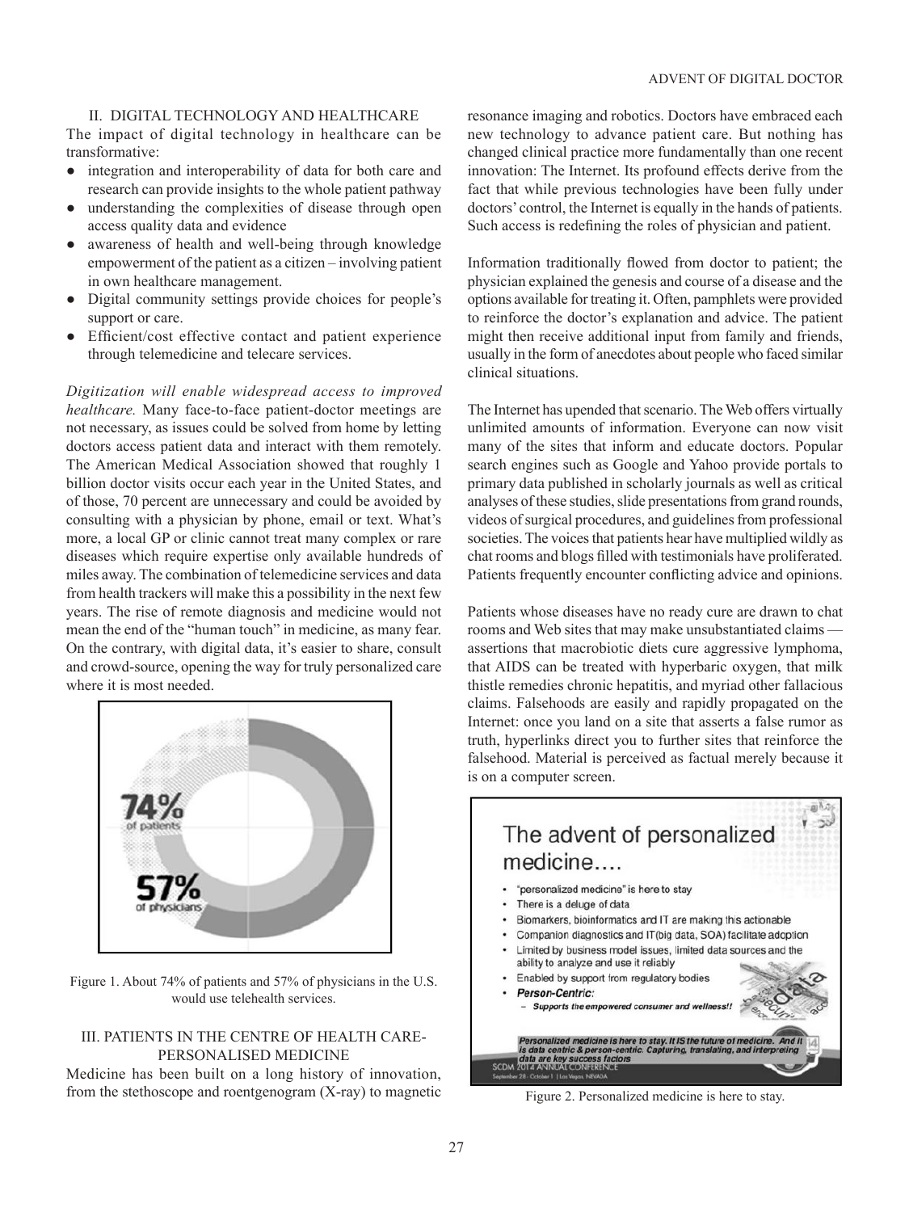## II. DIGITAL TECHNOLOGY AND HEALTHCARE

The impact of digital technology in healthcare can be transformative:

- integration and interoperability of data for both care and research can provide insights to the whole patient pathway
- understanding the complexities of disease through open access quality data and evidence
- awareness of health and well-being through knowledge empowerment of the patient as a citizen – involving patient in own healthcare management.
- Digital community settings provide choices for people's support or care.
- Efficient/cost effective contact and patient experience through telemedicine and telecare services.

*Digitization will enable widespread access to improved healthcare.* Many face-to-face patient-doctor meetings are not necessary, as issues could be solved from home by letting doctors access patient data and interact with them remotely. The American Medical Association showed that roughly 1 billion doctor visits occur each year in the United States, and of those, 70 percent are unnecessary and could be avoided by consulting with a physician by phone, email or text. What's more, a local GP or clinic cannot treat many complex or rare diseases which require expertise only available hundreds of miles away. The combination of telemedicine services and data from health trackers will make this a possibility in the next few years. The rise of remote diagnosis and medicine would not mean the end of the "human touch" in medicine, as many fear. On the contrary, with digital data, it's easier to share, consult and crowd-source, opening the way for truly personalized care where it is most needed.

Figure 1. About 74% of patients and 57% of physicians in the U.S. would use telehealth services.

## III. PATIENTS IN THE CENTRE OF HEALTH CARE-PERSONALISED MEDICINE

Medicine has been built on a long history of innovation, from the stethoscope and roentgenogram (X-ray) to magnetic resonance imaging and robotics. Doctors have embraced each new technology to advance patient care. But nothing has changed clinical practice more fundamentally than one recent innovation: The Internet. Its profound effects derive from the fact that while previous technologies have been fully under doctors' control, the Internet is equally in the hands of patients. Such access is redefining the roles of physician and patient.

Information traditionally flowed from doctor to patient; the physician explained the genesis and course of a disease and the options available for treating it. Often, pamphlets were provided to reinforce the doctor's explanation and advice. The patient might then receive additional input from family and friends, usually in the form of anecdotes about people who faced similar clinical situations.

The Internet has upended that scenario. The Web offers virtually unlimited amounts of information. Everyone can now visit many of the sites that inform and educate doctors. Popular search engines such as Google and Yahoo provide portals to primary data published in scholarly journals as well as critical analyses of these studies, slide presentations from grand rounds, videos of surgical procedures, and guidelines from professional societies. The voices that patients hear have multiplied wildly as chat rooms and blogs filled with testimonials have proliferated. Patients frequently encounter conflicting advice and opinions.

Patients whose diseases have no ready cure are drawn to chat rooms and Web sites that may make unsubstantiated claims — assertions that macrobiotic diets cure aggressive lymphoma, that AIDS can be treated with hyperbaric oxygen, that milk thistle remedies chronic hepatitis, and myriad other fallacious claims. Falsehoods are easily and rapidly propagated on the Internet: once you land on a site that asserts a false rumor as truth, hyperlinks direct you to further sites that reinforce the falsehood. Material is perceived as factual merely because it is on a computer screen.

Figure 2. Personalized medicine is here to stay.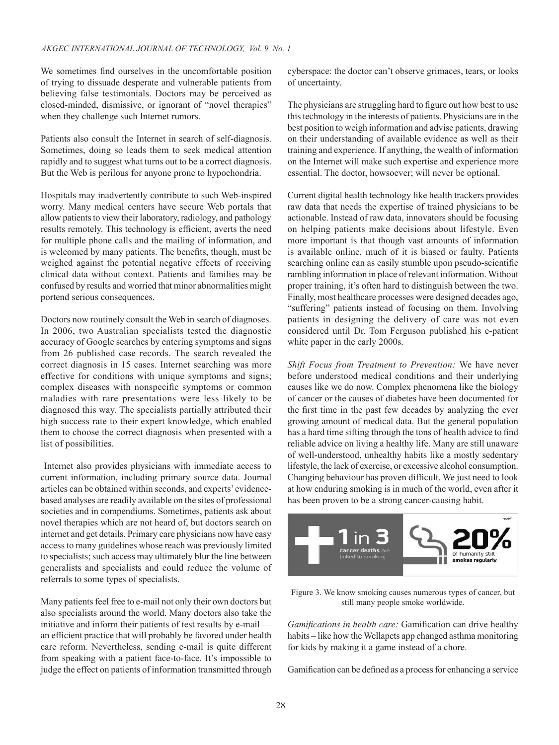We sometimes find ourselves in the uncomfortable position of trying to dissuade desperate and vulnerable patients from believing false testimonials. Doctors may be perceived as closed-minded, dismissive, or ignorant of "novel therapies" when they challenge such Internet rumors.

Patients also consult the Internet in search of self-diagnosis. Sometimes, doing so leads them to seek medical attention rapidly and to suggest what turns out to be a correct diagnosis. But the Web is perilous for anyone prone to hypochondria.

Hospitals may inadvertently contribute to such Web-inspired worry. Many medical centers have secure Web portals that allow patients to view their laboratory, radiology, and pathology results remotely. This technology is efficient, averts the need for multiple phone calls and the mailing of information, and is welcomed by many patients. The benefits, though, must be weighed against the potential negative effects of receiving clinical data without context. Patients and families may be confused by results and worried that minor abnormalities might portend serious consequences.

Doctors now routinely consult the Web in search of diagnoses. In 2006, two Australian specialists tested the diagnostic accuracy of Google searches by entering symptoms and signs from 26 published case records. The search revealed the correct diagnosis in 15 cases. Internet searching was more effective for conditions with unique symptoms and signs; complex diseases with nonspecific symptoms or common maladies with rare presentations were less likely to be diagnosed this way. The specialists partially attributed their high success rate to their expert knowledge, which enabled them to choose the correct diagnosis when presented with a list of possibilities.

Internet also provides physicians with immediate access to current information, including primary source data. Journal articles can be obtained within seconds, and experts' evidence-based analyses are readily available on the sites of professional societies and in compendiums. Sometimes, patients ask about novel therapies which are not heard of, but doctors search on internet and get details. Primary care physicians now have easy access to many guidelines whose reach was previously limited to specialists; such access may ultimately blur the line between generalists and specialists and could reduce the volume of referrals to some types of specialists.

Many patients feel free to e-mail not only their own doctors but also specialists around the world. Many doctors also take the initiative and inform their patients of test results by e-mail — an efficient practice that will probably be favored under health care reform. Nevertheless, sending e-mail is quite different from speaking with a patient face-to-face. It's impossible to judge the effect on patients of information transmitted through cyberspace: the doctor can't observe grimaces, tears, or looks of uncertainty.

The physicians are struggling hard to figure out how best to use this technology in the interests of patients. Physicians are in the best position to weigh information and advise patients, drawing on their understanding of available evidence as well as their training and experience. If anything, the wealth of information on the Internet will make such expertise and experience more essential. The doctor, howsoever; will never be optional.

Current digital health technology like health trackers provides raw data that needs the expertise of trained physicians to be actionable. Instead of raw data, innovators should be focusing on helping patients make decisions about lifestyle. Even more important is that though vast amounts of information is available online, much of it is biased or faulty. Patients searching online can as easily stumble upon pseudo-scientific rambling information in place of relevant information. Without proper training, it's often hard to distinguish between the two. Finally, most healthcare processes were designed decades ago, "suffering" patients instead of focusing on them. Involving patients in designing the delivery of care was not even considered until Dr. Tom Ferguson published his e-patient white paper in the early 2000s.

*Shift Focus from Treatment to Prevention:* We have never before understood medical conditions and their underlying causes like we do now. Complex phenomena like the biology of cancer or the causes of diabetes have been documented for the first time in the past few decades by analyzing the ever growing amount of medical data. But the general population has a hard time sifting through the tons of health advice to find reliable advice on living a healthy life. Many are still unaware of well-understood, unhealthy habits like a mostly sedentary lifestyle, the lack of exercise, or excessive alcohol consumption. Changing behaviour has proven difficult. We just need to look at how enduring smoking is in much of the world, even after it has been proven to be a strong cancer-causing habit.

1 in 3 cancer deaths are linked to smoking

20% of humanity still smokes regularly

Figure 3. We know smoking causes numerous types of cancer, but still many people smoke worldwide.

*Gamifications in health care:* Gamification can drive healthy habits – like how the Wellapets app changed asthma monitoring for kids by making it a game instead of a chore.

Gamification can be defined as a process for enhancing a service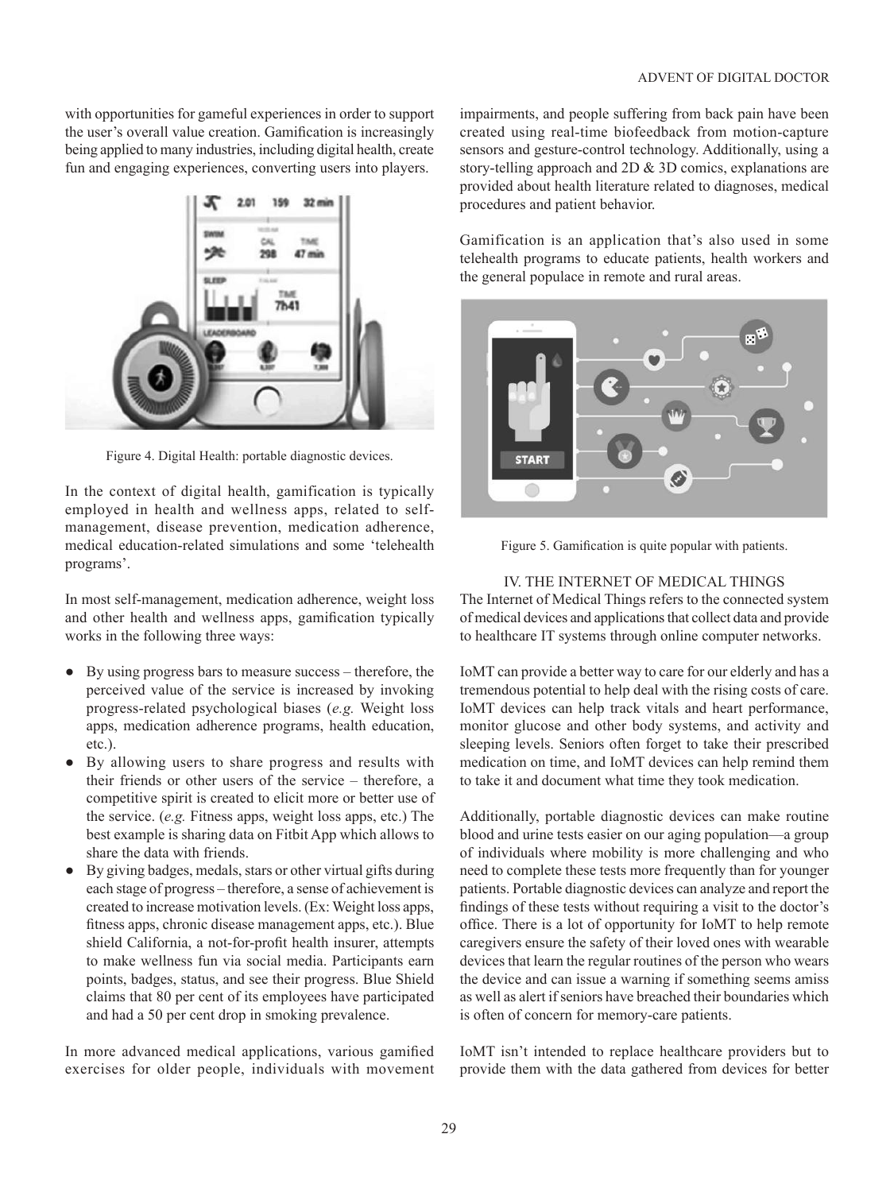with opportunities for gameful experiences in order to support the user's overall value creation. Gamification is increasingly being applied to many industries, including digital health, create fun and engaging experiences, converting users into players.

Figure 4. Digital Health: portable diagnostic devices.

In the context of digital health, gamification is typically employed in health and wellness apps, related to self-management, disease prevention, medication adherence, medical education-related simulations and some 'telehealth programs'.

In most self-management, medication adherence, weight loss and other health and wellness apps, gamification typically works in the following three ways:

- By using progress bars to measure success – therefore, the perceived value of the service is increased by invoking progress-related psychological biases (*e.g.* Weight loss apps, medication adherence programs, health education, etc.).
- By allowing users to share progress and results with their friends or other users of the service – therefore, a competitive spirit is created to elicit more or better use of the service. (*e.g.* Fitness apps, weight loss apps, etc.) The best example is sharing data on Fitbit App which allows to share the data with friends.
- By giving badges, medals, stars or other virtual gifts during each stage of progress – therefore, a sense of achievement is created to increase motivation levels. (Ex: Weight loss apps, fitness apps, chronic disease management apps, etc.). Blue shield California, a not-for-profit health insurer, attempts to make wellness fun via social media. Participants earn points, badges, status, and see their progress. Blue Shield claims that 80 per cent of its employees have participated and had a 50 per cent drop in smoking prevalence.

In more advanced medical applications, various gamified exercises for older people, individuals with movement impairments, and people suffering from back pain have been created using real-time biofeedback from motion-capture sensors and gesture-control technology. Additionally, using a story-telling approach and 2D & 3D comics, explanations are provided about health literature related to diagnoses, medical procedures and patient behavior.

Gamification is an application that's also used in some telehealth programs to educate patients, health workers and the general populace in remote and rural areas.

Figure 5. Gamification is quite popular with patients.

## IV. THE INTERNET OF MEDICAL THINGS

The Internet of Medical Things refers to the connected system of medical devices and applications that collect data and provide to healthcare IT systems through online computer networks.

IoMT can provide a better way to care for our elderly and has a tremendous potential to help deal with the rising costs of care. IoMT devices can help track vitals and heart performance, monitor glucose and other body systems, and activity and sleeping levels. Seniors often forget to take their prescribed medication on time, and IoMT devices can help remind them to take it and document what time they took medication.

Additionally, portable diagnostic devices can make routine blood and urine tests easier on our aging population—a group of individuals where mobility is more challenging and who need to complete these tests more frequently than for younger patients. Portable diagnostic devices can analyze and report the findings of these tests without requiring a visit to the doctor's office. There is a lot of opportunity for IoMT to help remote caregivers ensure the safety of their loved ones with wearable devices that learn the regular routines of the person who wears the device and can issue a warning if something seems amiss as well as alert if seniors have breached their boundaries which is often of concern for memory-care patients.

IoMT isn't intended to replace healthcare providers but to provide them with the data gathered from devices for better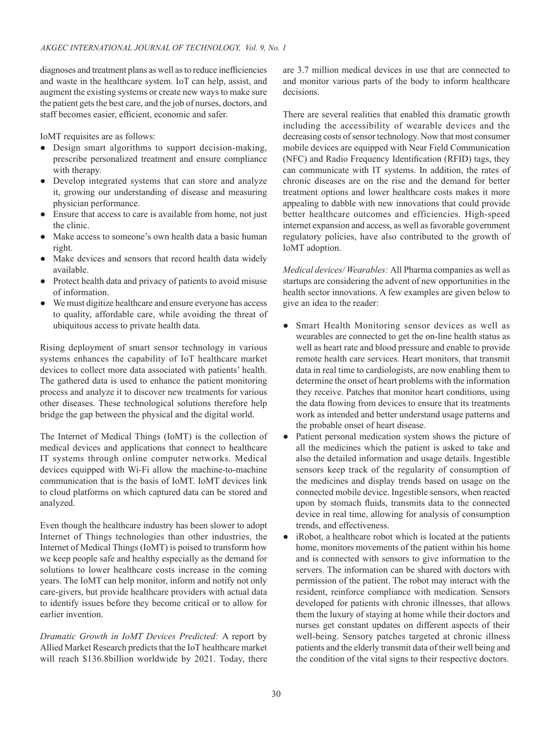diagnoses and treatment plans as well as to reduce inefficiencies and waste in the healthcare system. IoT can help, assist, and augment the existing systems or create new ways to make sure the patient gets the best care, and the job of nurses, doctors, and staff becomes easier, efficient, economic and safer.

IoMT requisites are as follows:

- Design smart algorithms to support decision-making, prescribe personalized treatment and ensure compliance with therapy.
- Develop integrated systems that can store and analyze it, growing our understanding of disease and measuring physician performance.
- Ensure that access to care is available from home, not just the clinic.
- Make access to someone's own health data a basic human right.
- Make devices and sensors that record health data widely available.
- Protect health data and privacy of patients to avoid misuse of information.
- We must digitize healthcare and ensure everyone has access to quality, affordable care, while avoiding the threat of ubiquitous access to private health data.

Rising deployment of smart sensor technology in various systems enhances the capability of IoT healthcare market devices to collect more data associated with patients' health. The gathered data is used to enhance the patient monitoring process and analyze it to discover new treatments for various other diseases. These technological solutions therefore help bridge the gap between the physical and the digital world.

The Internet of Medical Things (IoMT) is the collection of medical devices and applications that connect to healthcare IT systems through online computer networks. Medical devices equipped with Wi-Fi allow the machine-to-machine communication that is the basis of IoMT. IoMT devices link to cloud platforms on which captured data can be stored and analyzed.

Even though the healthcare industry has been slower to adopt Internet of Things technologies than other industries, the Internet of Medical Things (IoMT) is poised to transform how we keep people safe and healthy especially as the demand for solutions to lower healthcare costs increase in the coming years. The IoMT can help monitor, inform and notify not only care-givers, but provide healthcare providers with actual data to identify issues before they become critical or to allow for earlier invention.

*Dramatic Growth in IoMT Devices Predicted:* A report by Allied Market Research predicts that the IoT healthcare market will reach $136.8billion worldwide by 2021. Today, there are 3.7 million medical devices in use that are connected to and monitor various parts of the body to inform healthcare decisions.

There are several realities that enabled this dramatic growth including the accessibility of wearable devices and the decreasing costs of sensor technology. Now that most consumer mobile devices are equipped with Near Field Communication (NFC) and Radio Frequency Identification (RFID) tags, they can communicate with IT systems. In addition, the rates of chronic diseases are on the rise and the demand for better treatment options and lower healthcare costs makes it more appealing to dabble with new innovations that could provide better healthcare outcomes and efficiencies. High-speed internet expansion and access, as well as favorable government regulatory policies, have also contributed to the growth of IoMT adoption.

*Medical devices/ Wearables:* All Pharma companies as well as startups are considering the advent of new opportunities in the health sector innovations. A few examples are given below to give an idea to the reader:

- Smart Health Monitoring sensor devices as well as wearables are connected to get the on-line health status as well as heart rate and blood pressure and enable to provide remote health care services. Heart monitors, that transmit data in real time to cardiologists, are now enabling them to determine the onset of heart problems with the information they receive. Patches that monitor heart conditions, using the data flowing from devices to ensure that its treatments work as intended and better understand usage patterns and the probable onset of heart disease.
- Patient personal medication system shows the picture of all the medicines which the patient is asked to take and also the detailed information and usage details. Ingestible sensors keep track of the regularity of consumption of the medicines and display trends based on usage on the connected mobile device. Ingestible sensors, when reacted upon by stomach fluids, transmits data to the connected device in real time, allowing for analysis of consumption trends, and effectiveness.
- iRobot, a healthcare robot which is located at the patients home, monitors movements of the patient within his home and is connected with sensors to give information to the servers. The information can be shared with doctors with permission of the patient. The robot may interact with the resident, reinforce compliance with medication. Sensors developed for patients with chronic illnesses, that allows them the luxury of staying at home while their doctors and nurses get constant updates on different aspects of their well-being. Sensory patches targeted at chronic illness patients and the elderly transmit data of their well being and the condition of the vital signs to their respective doctors.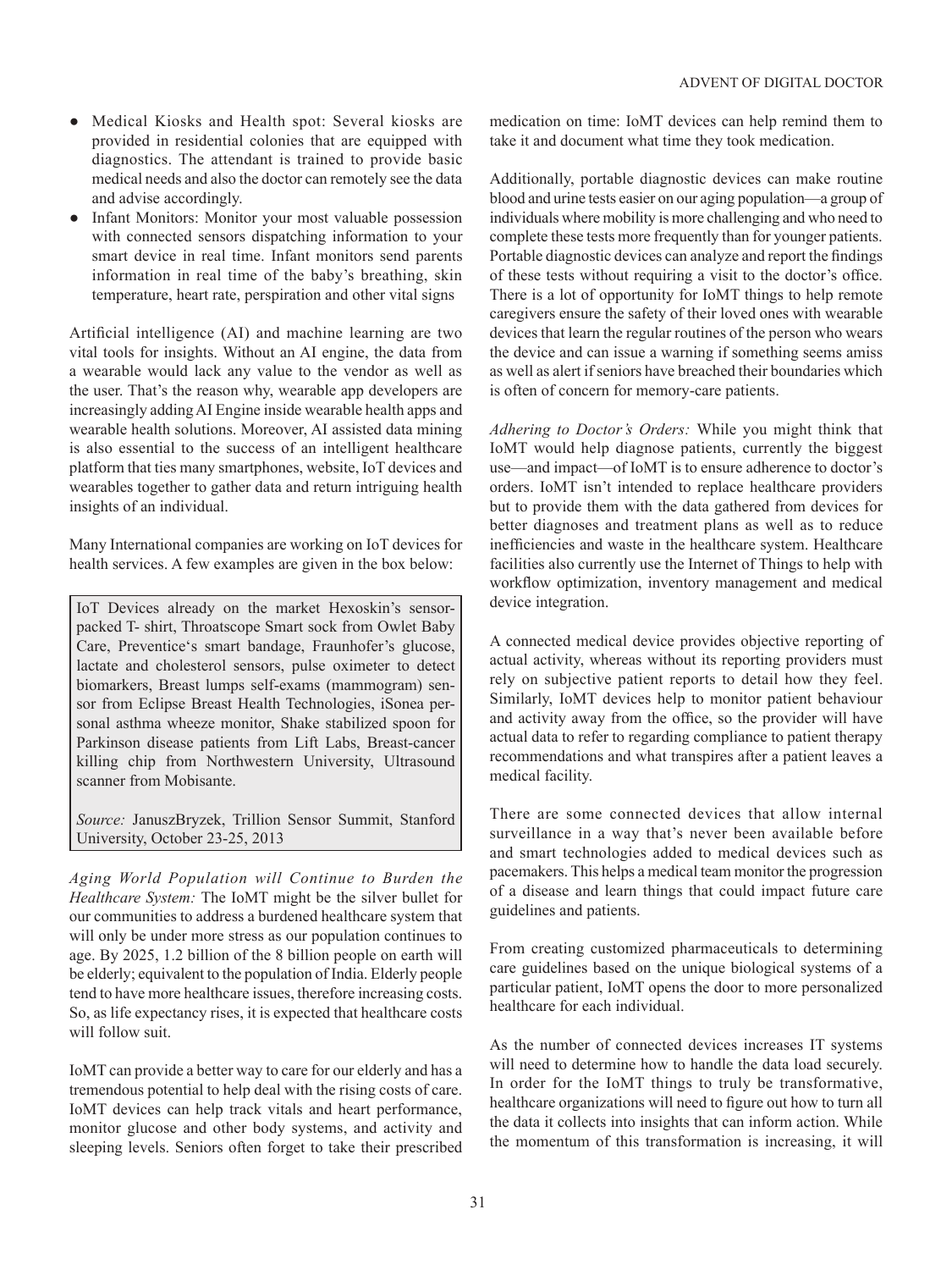- Medical Kiosks and Health spot: Several kiosks are provided in residential colonies that are equipped with diagnostics. The attendant is trained to provide basic medical needs and also the doctor can remotely see the data and advise accordingly.
- Infant Monitors: Monitor your most valuable possession with connected sensors dispatching information to your smart device in real time. Infant monitors send parents information in real time of the baby's breathing, skin temperature, heart rate, perspiration and other vital signs

Artificial intelligence (AI) and machine learning are two vital tools for insights. Without an AI engine, the data from a wearable would lack any value to the vendor as well as the user. That's the reason why, wearable app developers are increasingly adding AI Engine inside wearable health apps and wearable health solutions. Moreover, AI assisted data mining is also essential to the success of an intelligent healthcare platform that ties many smartphones, website, IoT devices and wearables together to gather data and return intriguing health insights of an individual.

Many International companies are working on IoT devices for health services. A few examples are given in the box below:

> IoT Devices already on the market Hexoskin's sensor-packed T- shirt, Throatscope Smart sock from Owlet Baby Care, Preventice's smart bandage, Fraunhofer's glucose, lactate and cholesterol sensors, pulse oximeter to detect biomarkers, Breast lumps self-exams (mammogram) sensor from Eclipse Breast Health Technologies, iSonea personal asthma wheeze monitor, Shake stabilized spoon for Parkinson disease patients from Lift Labs, Breast-cancer killing chip from Northwestern University, Ultrasound scanner from Mobisante.
>
> *Source:* JanuszBryzek, Trillion Sensor Summit, Stanford University, October 23-25, 2013

*Aging World Population will Continue to Burden the Healthcare System:* The IoMT might be the silver bullet for our communities to address a burdened healthcare system that will only be under more stress as our population continues to age. By 2025, 1.2 billion of the 8 billion people on earth will be elderly; equivalent to the population of India. Elderly people tend to have more healthcare issues, therefore increasing costs. So, as life expectancy rises, it is expected that healthcare costs will follow suit.

IoMT can provide a better way to care for our elderly and has a tremendous potential to help deal with the rising costs of care. IoMT devices can help track vitals and heart performance, monitor glucose and other body systems, and activity and sleeping levels. Seniors often forget to take their prescribed medication on time: IoMT devices can help remind them to take it and document what time they took medication.

Additionally, portable diagnostic devices can make routine blood and urine tests easier on our aging population—a group of individuals where mobility is more challenging and who need to complete these tests more frequently than for younger patients. Portable diagnostic devices can analyze and report the findings of these tests without requiring a visit to the doctor's office. There is a lot of opportunity for IoMT things to help remote caregivers ensure the safety of their loved ones with wearable devices that learn the regular routines of the person who wears the device and can issue a warning if something seems amiss as well as alert if seniors have breached their boundaries which is often of concern for memory-care patients.

*Adhering to Doctor's Orders:* While you might think that IoMT would help diagnose patients, currently the biggest use—and impact—of IoMT is to ensure adherence to doctor's orders. IoMT isn't intended to replace healthcare providers but to provide them with the data gathered from devices for better diagnoses and treatment plans as well as to reduce inefficiencies and waste in the healthcare system. Healthcare facilities also currently use the Internet of Things to help with workflow optimization, inventory management and medical device integration.

A connected medical device provides objective reporting of actual activity, whereas without its reporting providers must rely on subjective patient reports to detail how they feel. Similarly, IoMT devices help to monitor patient behaviour and activity away from the office, so the provider will have actual data to refer to regarding compliance to patient therapy recommendations and what transpires after a patient leaves a medical facility.

There are some connected devices that allow internal surveillance in a way that's never been available before and smart technologies added to medical devices such as pacemakers. This helps a medical team monitor the progression of a disease and learn things that could impact future care guidelines and patients.

From creating customized pharmaceuticals to determining care guidelines based on the unique biological systems of a particular patient, IoMT opens the door to more personalized healthcare for each individual.

As the number of connected devices increases IT systems will need to determine how to handle the data load securely. In order for the IoMT things to truly be transformative, healthcare organizations will need to figure out how to turn all the data it collects into insights that can inform action. While the momentum of this transformation is increasing, it will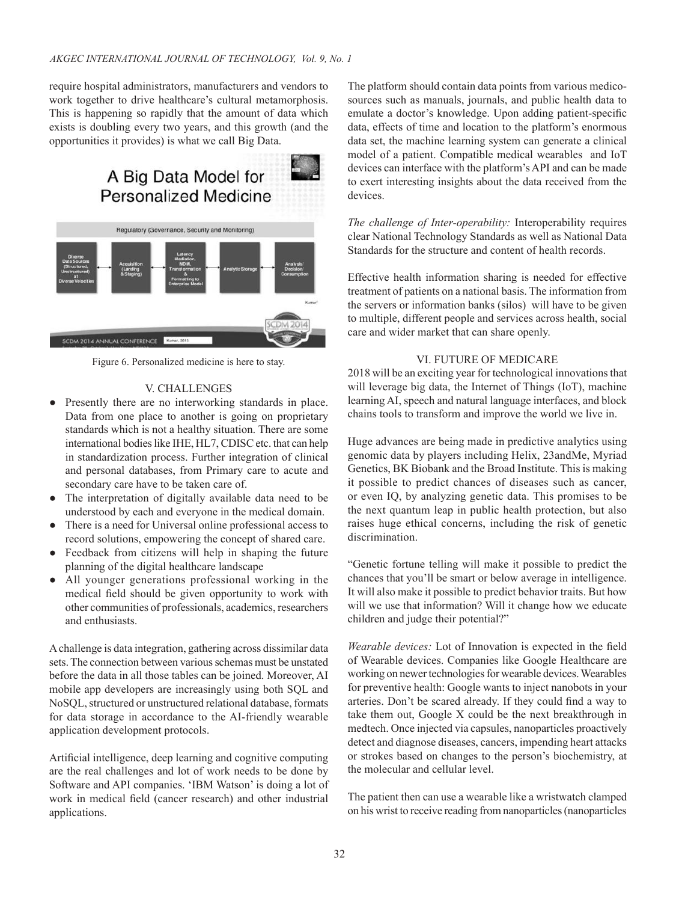require hospital administrators, manufacturers and vendors to work together to drive healthcare's cultural metamorphosis. This is happening so rapidly that the amount of data which exists is doubling every two years, and this growth (and the opportunities it provides) is what we call Big Data.

Figure 6. Personalized medicine is here to stay.

## V. CHALLENGES

- Presently there are no interworking standards in place. Data from one place to another is going on proprietary standards which is not a healthy situation. There are some international bodies like IHE, HL7, CDISC etc. that can help in standardization process. Further integration of clinical and personal databases, from Primary care to acute and secondary care have to be taken care of.
- The interpretation of digitally available data need to be understood by each and everyone in the medical domain.
- There is a need for Universal online professional access to record solutions, empowering the concept of shared care.
- Feedback from citizens will help in shaping the future planning of the digital healthcare landscape
- All younger generations professional working in the medical field should be given opportunity to work with other communities of professionals, academics, researchers and enthusiasts.

A challenge is data integration, gathering across dissimilar data sets. The connection between various schemas must be unstated before the data in all those tables can be joined. Moreover, AI mobile app developers are increasingly using both SQL and NoSQL, structured or unstructured relational database, formats for data storage in accordance to the AI-friendly wearable application development protocols.

Artificial intelligence, deep learning and cognitive computing are the real challenges and lot of work needs to be done by Software and API companies. 'IBM Watson' is doing a lot of work in medical field (cancer research) and other industrial applications.

The platform should contain data points from various medico-sources such as manuals, journals, and public health data to emulate a doctor's knowledge. Upon adding patient-specific data, effects of time and location to the platform's enormous data set, the machine learning system can generate a clinical model of a patient. Compatible medical wearables and IoT devices can interface with the platform's API and can be made to exert interesting insights about the data received from the devices.

*The challenge of Inter-operability:* Interoperability requires clear National Technology Standards as well as National Data Standards for the structure and content of health records.

Effective health information sharing is needed for effective treatment of patients on a national basis. The information from the servers or information banks (silos) will have to be given to multiple, different people and services across health, social care and wider market that can share openly.

## VI. FUTURE OF MEDICARE

2018 will be an exciting year for technological innovations that will leverage big data, the Internet of Things (IoT), machine learning AI, speech and natural language interfaces, and block chains tools to transform and improve the world we live in.

Huge advances are being made in predictive analytics using genomic data by players including Helix, 23andMe, Myriad Genetics, BK Biobank and the Broad Institute. This is making it possible to predict chances of diseases such as cancer, or even IQ, by analyzing genetic data. This promises to be the next quantum leap in public health protection, but also raises huge ethical concerns, including the risk of genetic discrimination.

"Genetic fortune telling will make it possible to predict the chances that you'll be smart or below average in intelligence. It will also make it possible to predict behavior traits. But how will we use that information? Will it change how we educate children and judge their potential?"

*Wearable devices:* Lot of Innovation is expected in the field of Wearable devices. Companies like Google Healthcare are working on newer technologies for wearable devices. Wearables for preventive health: Google wants to inject nanobots in your arteries. Don't be scared already. If they could find a way to take them out, Google X could be the next breakthrough in medtech. Once injected via capsules, nanoparticles proactively detect and diagnose diseases, cancers, impending heart attacks or strokes based on changes to the person's biochemistry, at the molecular and cellular level.

The patient then can use a wearable like a wristwatch clamped on his wrist to receive reading from nanoparticles (nanoparticles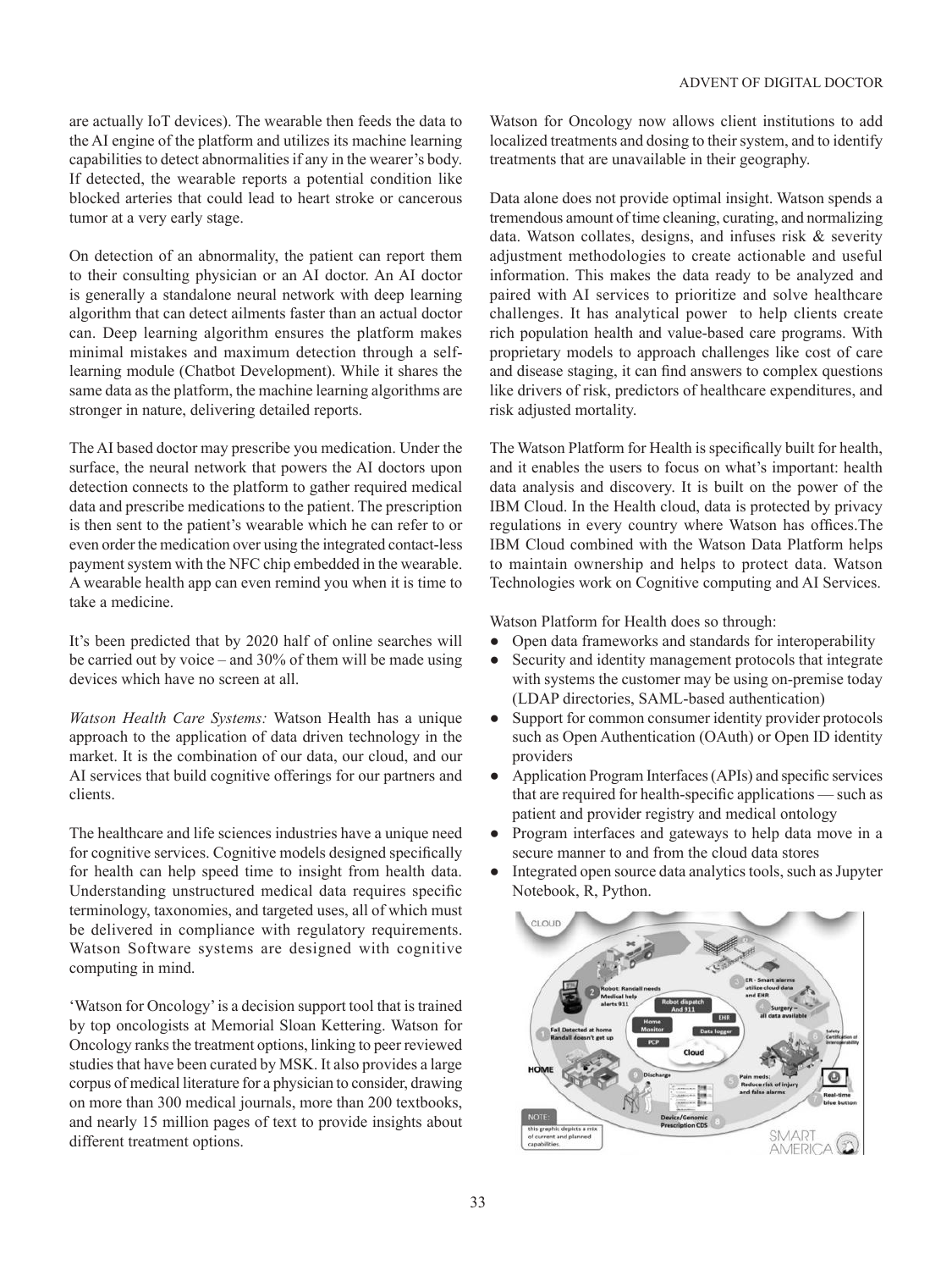are actually IoT devices). The wearable then feeds the data to the AI engine of the platform and utilizes its machine learning capabilities to detect abnormalities if any in the wearer's body. If detected, the wearable reports a potential condition like blocked arteries that could lead to heart stroke or cancerous tumor at a very early stage.

On detection of an abnormality, the patient can report them to their consulting physician or an AI doctor. An AI doctor is generally a standalone neural network with deep learning algorithm that can detect ailments faster than an actual doctor can. Deep learning algorithm ensures the platform makes minimal mistakes and maximum detection through a self-learning module (Chatbot Development). While it shares the same data as the platform, the machine learning algorithms are stronger in nature, delivering detailed reports.

The AI based doctor may prescribe you medication. Under the surface, the neural network that powers the AI doctors upon detection connects to the platform to gather required medical data and prescribe medications to the patient. The prescription is then sent to the patient's wearable which he can refer to or even order the medication over using the integrated contact-less payment system with the NFC chip embedded in the wearable. A wearable health app can even remind you when it is time to take a medicine.

It's been predicted that by 2020 half of online searches will be carried out by voice – and 30% of them will be made using devices which have no screen at all.

*Watson Health Care Systems:* Watson Health has a unique approach to the application of data driven technology in the market. It is the combination of our data, our cloud, and our AI services that build cognitive offerings for our partners and clients.

The healthcare and life sciences industries have a unique need for cognitive services. Cognitive models designed specifically for health can help speed time to insight from health data. Understanding unstructured medical data requires specific terminology, taxonomies, and targeted uses, all of which must be delivered in compliance with regulatory requirements. Watson Software systems are designed with cognitive computing in mind.

'Watson for Oncology' is a decision support tool that is trained by top oncologists at Memorial Sloan Kettering. Watson for Oncology ranks the treatment options, linking to peer reviewed studies that have been curated by MSK. It also provides a large corpus of medical literature for a physician to consider, drawing on more than 300 medical journals, more than 200 textbooks, and nearly 15 million pages of text to provide insights about different treatment options.

Watson for Oncology now allows client institutions to add localized treatments and dosing to their system, and to identify treatments that are unavailable in their geography.

Data alone does not provide optimal insight. Watson spends a tremendous amount of time cleaning, curating, and normalizing data. Watson collates, designs, and infuses risk & severity adjustment methodologies to create actionable and useful information. This makes the data ready to be analyzed and paired with AI services to prioritize and solve healthcare challenges. It has analytical power to help clients create rich population health and value-based care programs. With proprietary models to approach challenges like cost of care and disease staging, it can find answers to complex questions like drivers of risk, predictors of healthcare expenditures, and risk adjusted mortality.

The Watson Platform for Health is specifically built for health, and it enables the users to focus on what's important: health data analysis and discovery. It is built on the power of the IBM Cloud. In the Health cloud, data is protected by privacy regulations in every country where Watson has offices.The IBM Cloud combined with the Watson Data Platform helps to maintain ownership and helps to protect data. Watson Technologies work on Cognitive computing and AI Services.

Watson Platform for Health does so through:

- Open data frameworks and standards for interoperability
- Security and identity management protocols that integrate with systems the customer may be using on-premise today (LDAP directories, SAML-based authentication)
- Support for common consumer identity provider protocols such as Open Authentication (OAuth) or Open ID identity providers
- Application Program Interfaces (APIs) and specific services that are required for health-specific applications — such as patient and provider registry and medical ontology
- Program interfaces and gateways to help data move in a secure manner to and from the cloud data stores
- Integrated open source data analytics tools, such as Jupyter Notebook, R, Python.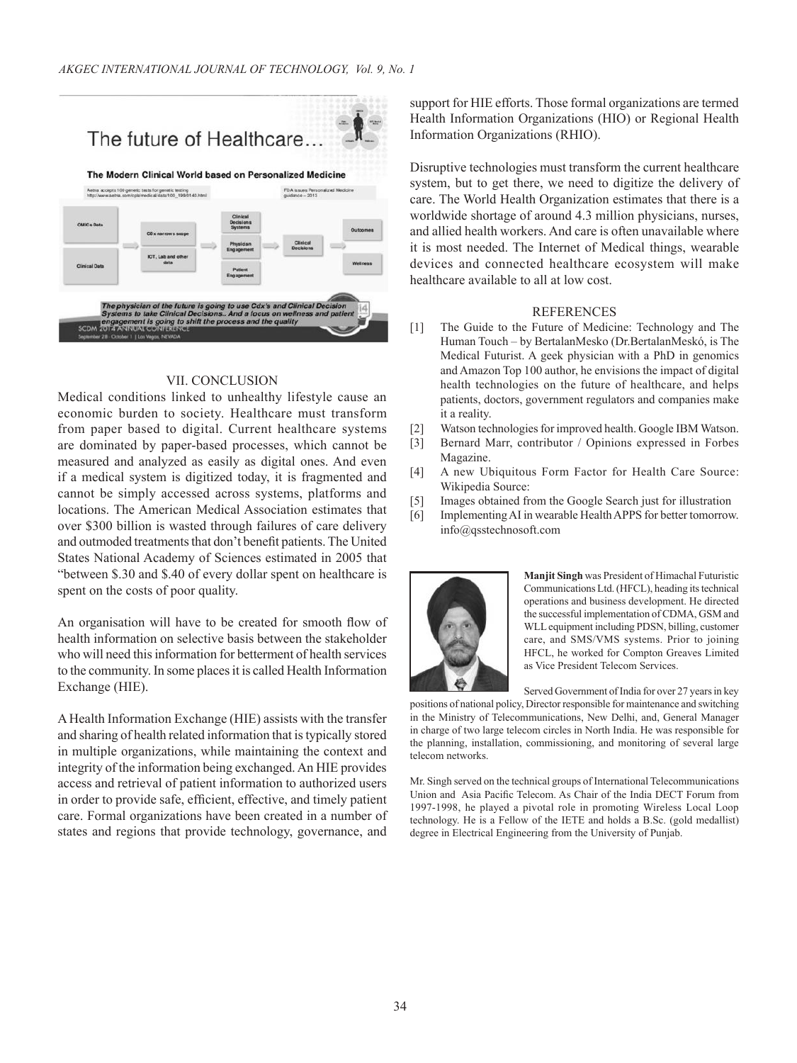## VII. CONCLUSION

Medical conditions linked to unhealthy lifestyle cause an economic burden to society. Healthcare must transform from paper based to digital. Current healthcare systems are dominated by paper-based processes, which cannot be measured and analyzed as easily as digital ones. And even if a medical system is digitized today, it is fragmented and cannot be simply accessed across systems, platforms and locations. The American Medical Association estimates that over $300 billion is wasted through failures of care delivery and outmoded treatments that don't benefit patients. The United States National Academy of Sciences estimated in 2005 that "between $.30 and $.40 of every dollar spent on healthcare is spent on the costs of poor quality.

An organisation will have to be created for smooth flow of health information on selective basis between the stakeholder who will need this information for betterment of health services to the community. In some places it is called Health Information Exchange (HIE).

A Health Information Exchange (HIE) assists with the transfer and sharing of health related information that is typically stored in multiple organizations, while maintaining the context and integrity of the information being exchanged. An HIE provides access and retrieval of patient information to authorized users in order to provide safe, efficient, effective, and timely patient care. Formal organizations have been created in a number of states and regions that provide technology, governance, and support for HIE efforts. Those formal organizations are termed Health Information Organizations (HIO) or Regional Health Information Organizations (RHIO).

Disruptive technologies must transform the current healthcare system, but to get there, we need to digitize the delivery of care. The World Health Organization estimates that there is a worldwide shortage of around 4.3 million physicians, nurses, and allied health workers. And care is often unavailable where it is most needed. The Internet of Medical things, wearable devices and connected healthcare ecosystem will make healthcare available to all at low cost.

## REFERENCES

[1] The Guide to the Future of Medicine: Technology and The Human Touch – by BertalanMesko (Dr.BertalanMeskó, is The Medical Futurist. A geek physician with a PhD in genomics and Amazon Top 100 author, he envisions the impact of digital health technologies on the future of healthcare, and helps patients, doctors, government regulators and companies make it a reality.

[2] Watson technologies for improved health. Google IBM Watson.

[3] Bernard Marr, contributor / Opinions expressed in Forbes Magazine.

[4] A new Ubiquitous Form Factor for Health Care Source: Wikipedia Source:

[5] Images obtained from the Google Search just for illustration

[6] Implementing AI in wearable Health APPS for better tomorrow. info@qsstechnosoft.com

**Manjit Singh** was President of Himachal Futuristic Communications Ltd. (HFCL), heading its technical operations and business development. He directed the successful implementation of CDMA, GSM and WLL equipment including PDSN, billing, customer care, and SMS/VMS systems. Prior to joining HFCL, he worked for Compton Greaves Limited as Vice President Telecom Services.

Served Government of India for over 27 years in key positions of national policy, Director responsible for maintenance and switching in the Ministry of Telecommunications, New Delhi, and, General Manager in charge of two large telecom circles in North India. He was responsible for the planning, installation, commissioning, and monitoring of several large telecom networks.

Mr. Singh served on the technical groups of International Telecommunications Union and Asia Pacific Telecom. As Chair of the India DECT Forum from 1997-1998, he played a pivotal role in promoting Wireless Local Loop technology. He is a Fellow of the IETE and holds a B.Sc. (gold medallist) degree in Electrical Engineering from the University of Punjab.